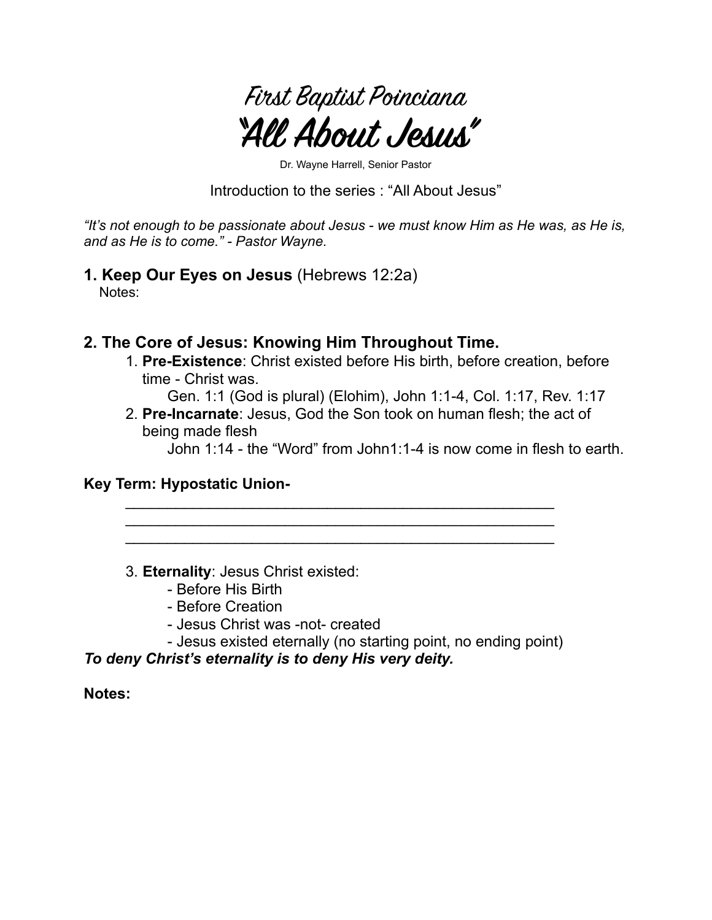# First Baptist Poinciana

# "All About Jesus"

Dr. Wayne Harrell, Senior Pastor

Introduction to the series : "All About Jesus"

*"It's not enough to be passionate about Jesus - we must know Him as He was, as He is, and as He is to come." - Pastor Wayne.*

## 1. Keep Our Eyes on Jesus (Hebrews 12:2a)

Notes:

## 2. The Core of Jesus: Knowing Him Throughout Time.

1. **Pre-Existence**: Christ existed before His birth, before creation, before time - Christ was.
   Gen. 1:1 (God is plural) (Elohim), John 1:1-4, Col. 1:17, Rev. 1:17
2. **Pre-Incarnate**: Jesus, God the Son took on human flesh; the act of being made flesh
   John 1:14 - the "Word" from John1:1-4 is now come in flesh to earth.

**Key Term: Hypostatic Union-**

______________________________________________________

______________________________________________________

______________________________________________________

3. **Eternality**: Jesus Christ existed:
   - Before His Birth
   - Before Creation
   - Jesus Christ was -not- created
   - Jesus existed eternally (no starting point, no ending point)

***To deny Christ's eternality is to deny His very deity.***

**Notes:**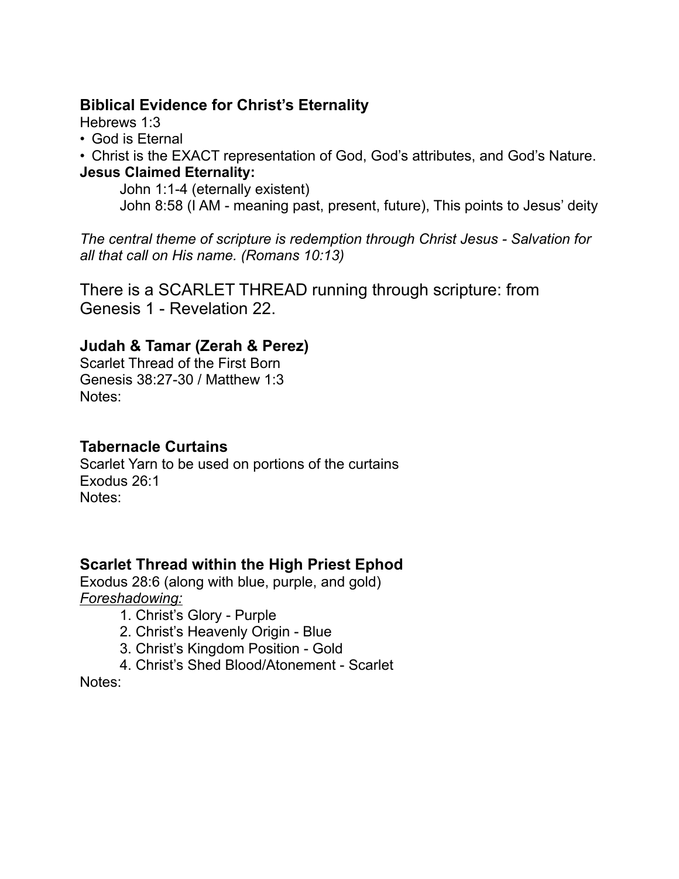**Biblical Evidence for Christ's Eternality**

Hebrews 1:3

- God is Eternal
- Christ is the EXACT representation of God, God's attributes, and God's Nature.

**Jesus Claimed Eternality:**

John 1:1-4 (eternally existent)

John 8:58 (I AM - meaning past, present, future), This points to Jesus' deity

*The central theme of scripture is redemption through Christ Jesus - Salvation for all that call on His name. (Romans 10:13)*

There is a SCARLET THREAD running through scripture: from Genesis 1 - Revelation 22.

### Judah & Tamar (Zerah & Perez)

Scarlet Thread of the First Born

Genesis 38:27-30 / Matthew 1:3

Notes:

### Tabernacle Curtains

Scarlet Yarn to be used on portions of the curtains

Exodus 26:1

Notes:

### Scarlet Thread within the High Priest Ephod

Exodus 28:6 (along with blue, purple, and gold)

*<u>Foreshadowing:</u>*

1. Christ's Glory - Purple
2. Christ's Heavenly Origin - Blue
3. Christ's Kingdom Position - Gold
4. Christ's Shed Blood/Atonement - Scarlet

Notes: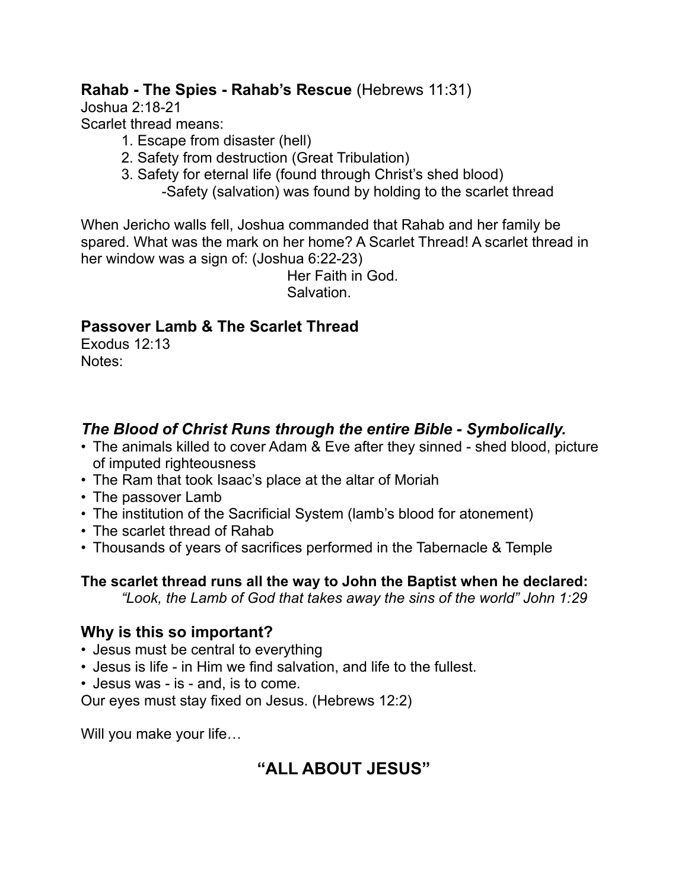**Rahab - The Spies - Rahab's Rescue** (Hebrews 11:31)
Joshua 2:18-21
Scarlet thread means:

1. Escape from disaster (hell)
2. Safety from destruction (Great Tribulation)
3. Safety for eternal life (found through Christ's shed blood)
   - Safety (salvation) was found by holding to the scarlet thread

When Jericho walls fell, Joshua commanded that Rahab and her family be spared. What was the mark on her home? A Scarlet Thread! A scarlet thread in her window was a sign of: (Joshua 6:22-23)

Her Faith in God.
Salvation.

**Passover Lamb & The Scarlet Thread**
Exodus 12:13
Notes:

***The Blood of Christ Runs through the entire Bible - Symbolically.***

- The animals killed to cover Adam & Eve after they sinned - shed blood, picture of imputed righteousness
- The Ram that took Isaac's place at the altar of Moriah
- The passover Lamb
- The institution of the Sacrificial System (lamb's blood for atonement)
- The scarlet thread of Rahab
- Thousands of years of sacrifices performed in the Tabernacle & Temple

**The scarlet thread runs all the way to John the Baptist when he declared:**

*"Look, the Lamb of God that takes away the sins of the world" John 1:29*

**Why is this so important?**

- Jesus must be central to everything
- Jesus is life - in Him we find salvation, and life to the fullest.
- Jesus was - is - and, is to come.

Our eyes must stay fixed on Jesus. (Hebrews 12:2)

Will you make your life…

## "ALL ABOUT JESUS"